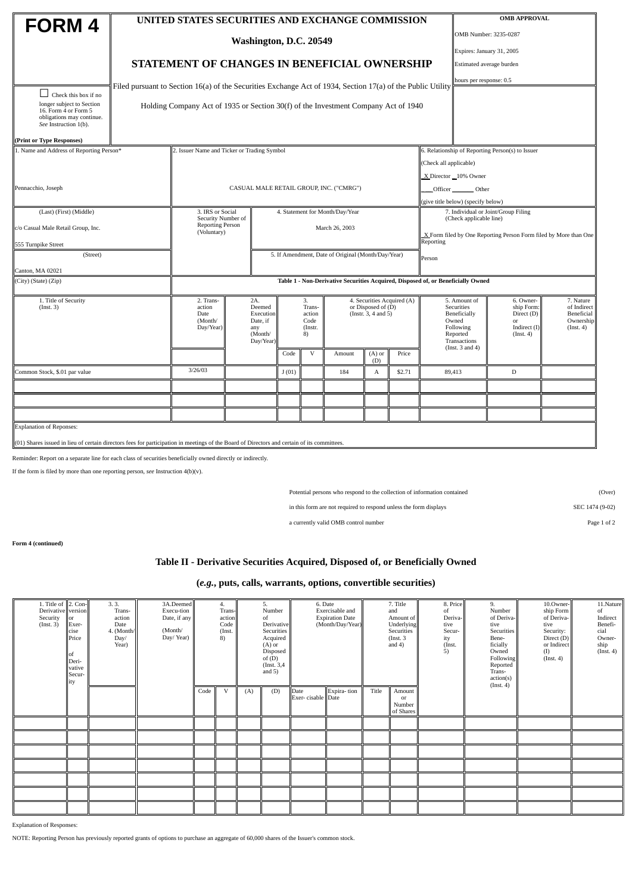# FORM 4

## UNITED STATES SECURITIES AND EXCHANGE COMMISSION

Washington, D.C. 20549

## STATEMENT OF CHANGES IN BENEFICIAL OWNERSHIP

Filed pursuant to Section 16(a) of the Securities Exchange Act of 1934, Section 17(a) of the Public Utility Holding Company Act of 1935 or Section 30(f) of the Investment Company Act of 1940

**OMB APPROVAL**

OMB Number: 3235-0287

Expires: January 31, 2005

Estimated average burden

hours per response: 0.5

☐ Check this box if no longer subject to Section 16. Form 4 or Form 5 obligations may continue. *See* Instruction 1(b).

**(Print or Type Responses)**

1. Name and Address of Reporting Person*

Pennacchio, Joseph

(Last) (First) (Middle)

c/o Casual Male Retail Group, Inc.

555 Turnpike Street

(Street)

Canton, MA 02021

(City) (State) (Zip)

2. Issuer Name and Ticker or Trading Symbol

CASUAL MALE RETAIL GROUP, INC. ("CMRG")

3. IRS or Social Security Number of Reporting Person (Voluntary)

4. Statement for Month/Day/Year

March 26, 2003

5. If Amendment, Date of Original (Month/Day/Year)

6. Relationship of Reporting Person(s) to Issuer (Check all applicable)

X Director __10% Owner

___Officer _______ Other

(give title below) (specify below)

7. Individual or Joint/Group Filing (Check applicable line)

X Form filed by One Reporting Person Form filed by More than One Reporting Person

**Table 1 - Non-Derivative Securities Acquired, Disposed of, or Beneficially Owned**

| 1. Title of Security (Instr. 3) | 2. Transaction Date (Month/Day/Year) | 2A. Deemed Execution Date, if any (Month/Day/Year) | 3. Transaction Code (Instr. 8) | | 4. Securities Acquired (A) or Disposed of (D) (Instr. 3, 4 and 5) | | | 5. Amount of Securities Beneficially Owned Following Reported Transactions (Inst. 3 and 4) | 6. Ownership Form: Direct (D) or Indirect (I) (Inst. 4) | 7. Nature of Indirect Beneficial Ownership (Inst. 4) |
|---|---|---|---|---|---|---|---|---|---|---|
| | | | Code | V | Amount | (A) or (D) | Price | | | |
| Common Stock, $.01 par value | 3/26/03 | | J (01) | | 184 | A | $2.71 | 89,413 | D | |
| | | | | | | | | | | |
| | | | | | | | | | | |
| | | | | | | | | | | |

Explanation of Reponses:

(01) Shares issued in lieu of certain directors fees for participation in meetings of the Board of Directors and certain of its committees.

Reminder: Report on a separate line for each class of securities beneficially owned directly or indirectly.

If the form is filed by more than one reporting person, *see* Instruction 4(b)(v).

Potential persons who respond to the collection of information contained in this form are not required to respond unless the form displays a currently valid OMB control number

(Over)

SEC 1474 (9-02)

**Form 4 (continued)**

## Table II - Derivative Securities Acquired, Disposed of, or Beneficially Owned

## (*e.g.*, puts, calls, warrants, options, convertible securities)

| 1. Title of Derivative Security (Inst. 3) | 2. Conversion or Exercise Price of Derivative Security | 3. Transaction Date 4. (Month/Day/Year) | 3A. Deemed Execution Date, if any (Month/Day/Year) | 4. Transaction Code (Inst. 8) | | 5. Number of Derivative Securities Acquired (A) or Disposed of (D) (Inst. 3,4 and 5) | | 6. Date Exercisable and Expiration Date (Month/Day/Year) | | 7. Title and Amount of Underlying Securities (Inst. 3 and 4) | | 8. Price of Derivative Security (Inst. 5) | 9. Number of Derivative Securities Beneficially Owned Following Reported Transaction(s) (Inst. 4) | 10. Ownership Form of Derivative Security: Direct (D) or Indirect (I) (Inst. 4) | 11. Nature of Indirect Beneficial Ownership (Inst. 4) |
|---|---|---|---|---|---|---|---|---|---|---|---|---|---|---|---|
| | | | | Code | V | (A) | (D) | Date Exercisable | Expiration Date | Title | Amount or Number of Shares | | | | |
| | | | | | | | | | | | | | | | |
| | | | | | | | | | | | | | | | |
| | | | | | | | | | | | | | | | |
| | | | | | | | | | | | | | | | |
| | | | | | | | | | | | | | | | |
| | | | | | | | | | | | | | | | |
| | | | | | | | | | | | | | | | |

Explanation of Responses:

NOTE: Reporting Person has previously reported grants of options to purchase an aggregate of 60,000 shares of the Issuer's common stock.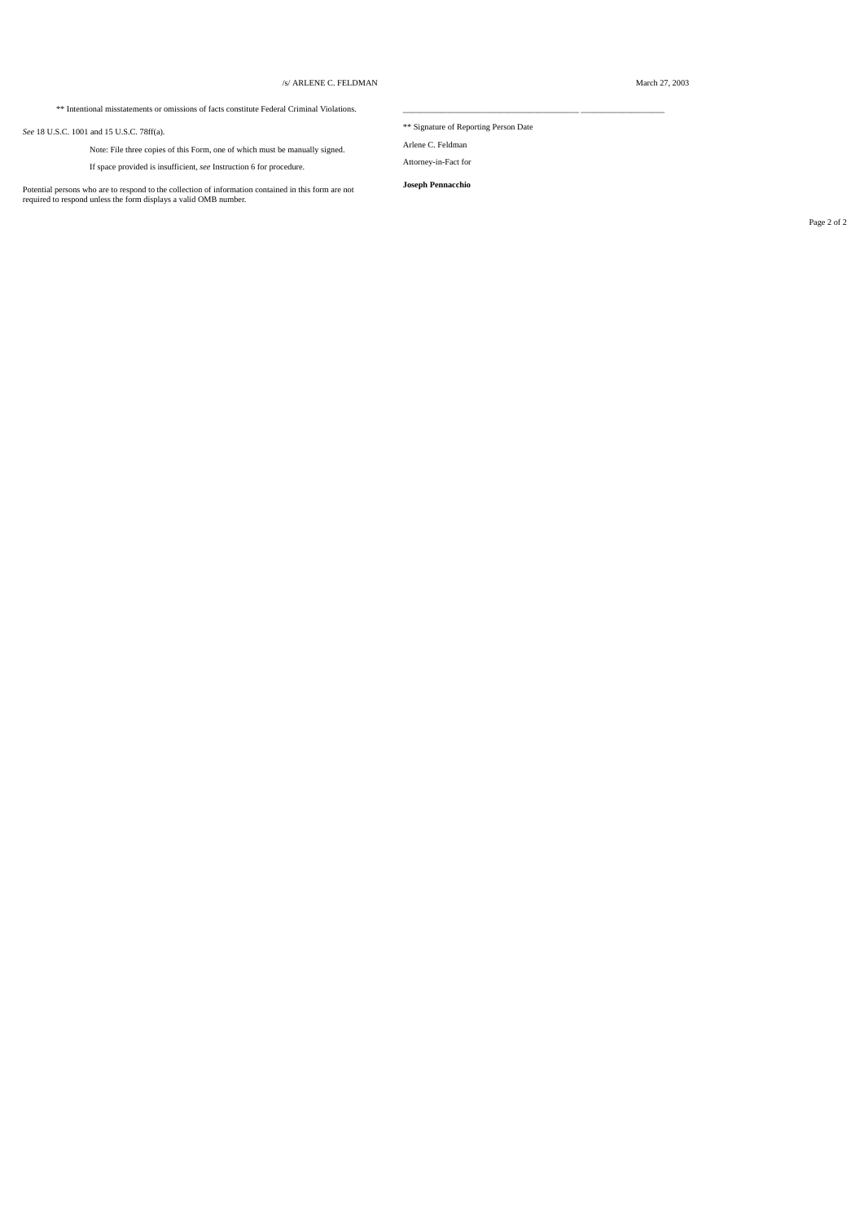/s/ ARLENE C. FELDMAN March 27, 2003

** Intentional misstatements or omissions of facts constitute Federal Criminal Violations.

*See* 18 U.S.C. 1001 and 15 U.S.C. 78ff(a).

Note: File three copies of this Form, one of which must be manually signed.

If space provided is insufficient, *see* Instruction 6 for procedure.

Potential persons who are to respond to the collection of information contained in this form are not required to respond unless the form displays a valid OMB number.

________________________________________ ____________________

** Signature of Reporting Person Date

Arlene C. Feldman

Attorney-in-Fact for

**Joseph Pennacchio**